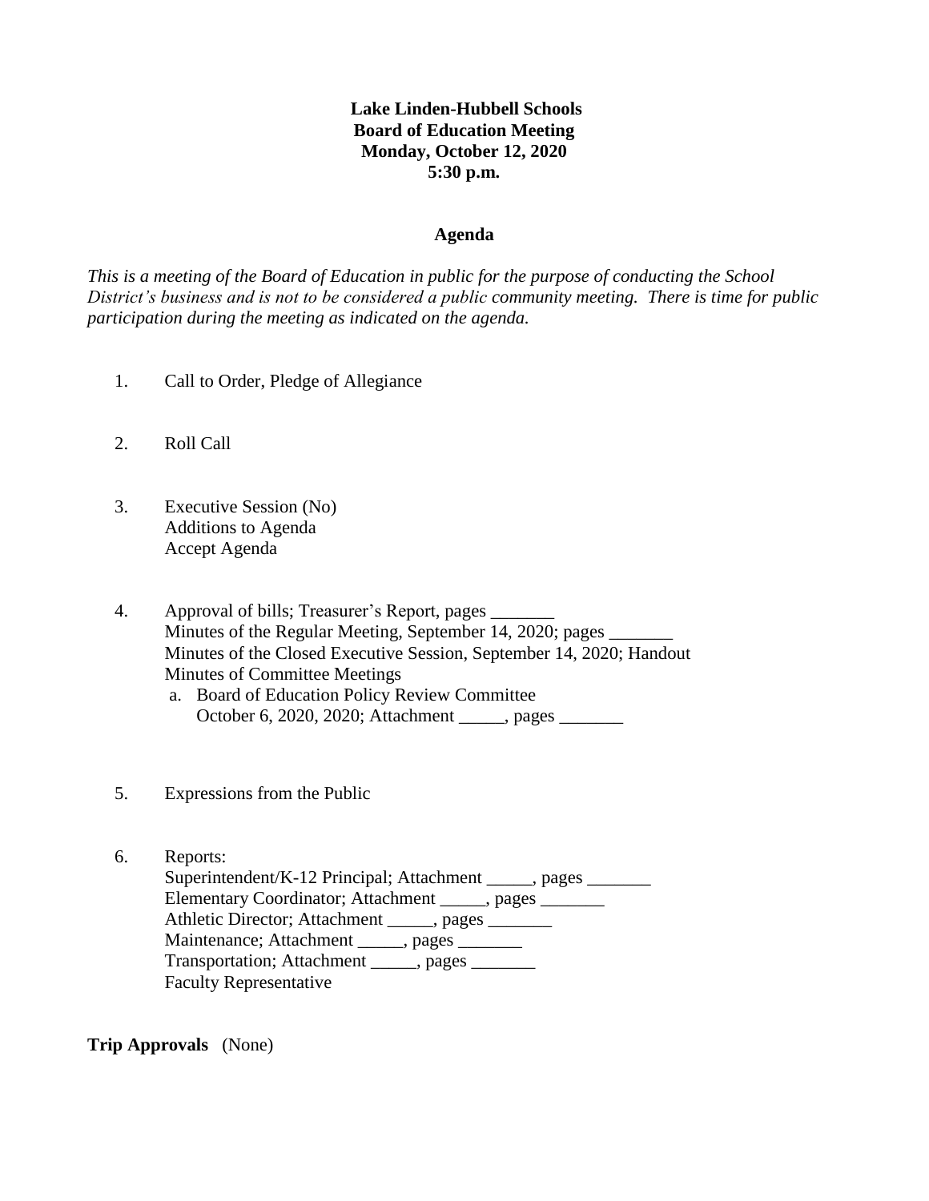**Lake Linden-Hubbell Schools**
**Board of Education Meeting**
**Monday, October 12, 2020**
**5:30 p.m.**

## Agenda

*This is a meeting of the Board of Education in public for the purpose of conducting the School District's business and is not to be considered a public community meeting. There is time for public participation during the meeting as indicated on the agenda.*

1. Call to Order, Pledge of Allegiance

2. Roll Call

3. Executive Session (No)
   Additions to Agenda
   Accept Agenda

4. Approval of bills; Treasurer's Report, pages _______
   Minutes of the Regular Meeting, September 14, 2020; pages _______
   Minutes of the Closed Executive Session, September 14, 2020; Handout
   Minutes of Committee Meetings
   a. Board of Education Policy Review Committee
      October 6, 2020, 2020; Attachment _____, pages _______

5. Expressions from the Public

6. Reports:
   Superintendent/K-12 Principal; Attachment _____, pages _______
   Elementary Coordinator; Attachment _____, pages _______
   Athletic Director; Attachment _____, pages _______
   Maintenance; Attachment _____, pages _______
   Transportation; Attachment _____, pages _______
   Faculty Representative

**Trip Approvals** (None)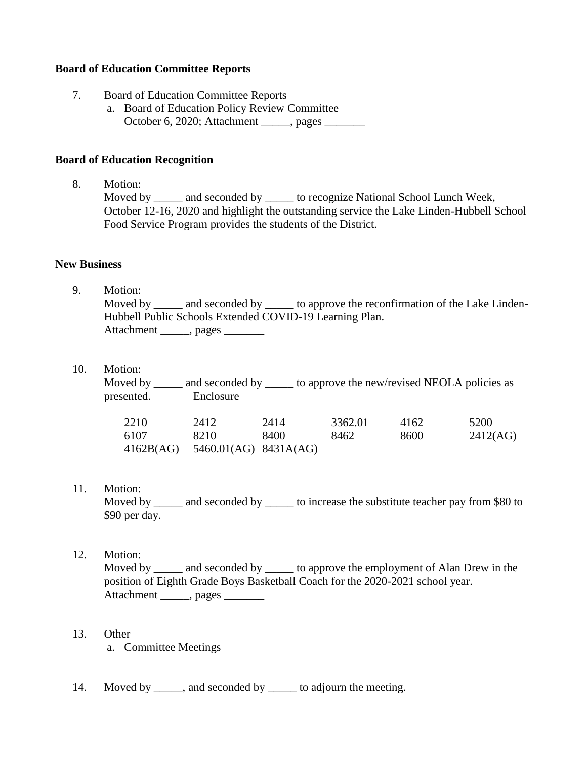**Board of Education Committee Reports**

7. Board of Education Committee Reports
   a. Board of Education Policy Review Committee
      October 6, 2020; Attachment _____, pages _______

**Board of Education Recognition**

8. Motion:
   Moved by _____ and seconded by _____ to recognize National School Lunch Week, October 12-16, 2020 and highlight the outstanding service the Lake Linden-Hubbell School Food Service Program provides the students of the District.

**New Business**

9. Motion:
   Moved by _____ and seconded by _____ to approve the reconfirmation of the Lake Linden-Hubbell Public Schools Extended COVID-19 Learning Plan.
   Attachment _____, pages _______

10. Motion:
    Moved by _____ and seconded by _____ to approve the new/revised NEOLA policies as presented. Enclosure

| | | | | | |
|---|---|---|---|---|---|
| 2210 | 2412 | 2414 | 3362.01 | 4162 | 5200 |
| 6107 | 8210 | 8400 | 8462 | 8600 | 2412(AG) |
| 4162B(AG) | 5460.01(AG) | 8431A(AG) | | | |

11. Motion:
    Moved by _____ and seconded by _____ to increase the substitute teacher pay from $80 to $90 per day.

12. Motion:
    Moved by _____ and seconded by _____ to approve the employment of Alan Drew in the position of Eighth Grade Boys Basketball Coach for the 2020-2021 school year.
    Attachment _____, pages _______

13. Other
    a. Committee Meetings

14. Moved by _____, and seconded by _____ to adjourn the meeting.